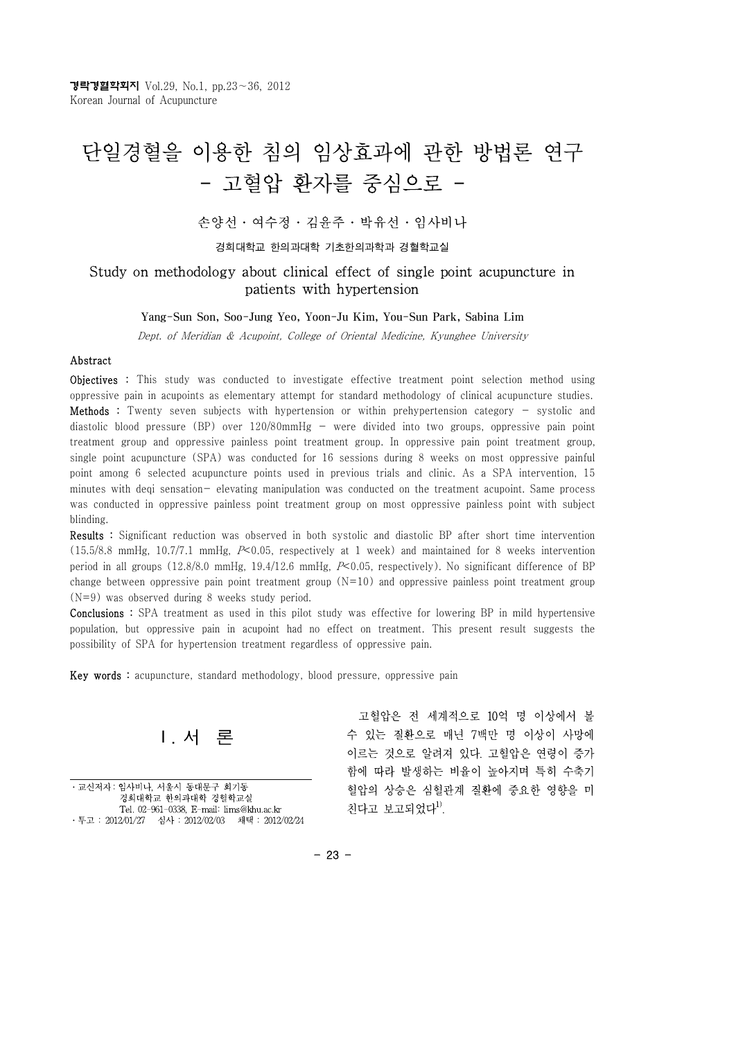# 단일경혈을 이용한 침의 임상효과에 관한 방법론 연구 - 고혈압 환자를 중심으로 -

손양선 · 여수정 · 김윤주 · 박유선 · 임사비나

경희대학교 한의과대학 기초한의과학과 경혈학교실

## Study on methodology about clinical effect of single point acupuncture in patients with hypertension

**Yang-Sun Son, Soo-Jung Yeo, Yoon-Ju Kim, You-Sun Park, Sabina Lim**

*Dept. of Meridian & Acupoint, College of Oriental Medicine, Kyunghee University*

### Abstract

**Objectives** : This study was conducted to investigate effective treatment point selection method using oppressive pain in acupoints as elementary attempt for standard methodology of clinical acupuncture studies.

**Methods** : Twenty seven subjects with hypertension or within prehypertension category - systolic and diastolic blood pressure (BP) over 120/80mmHg - were divided into two groups, oppressive pain point treatment group and oppressive painless point treatment group. In oppressive pain point treatment group, single point acupuncture (SPA) was conducted for 16 sessions during 8 weeks on most oppressive painful point among 6 selected acupuncture points used in previous trials and clinic. As a SPA intervention, 15 minutes with deqi sensation- elevating manipulation was conducted on the treatment acupoint. Same process was conducted in oppressive painless point treatment group on most oppressive painless point with subject blinding.

**Results** : Significant reduction was observed in both systolic and diastolic BP after short time intervention (15.5/8.8 mmHg, 10.7/7.1 mmHg, $P<0.05$, respectively at 1 week) and maintained for 8 weeks intervention period in all groups (12.8/8.0 mmHg, 19.4/12.6 mmHg, $P<0.05$, respectively). No significant difference of BP change between oppressive pain point treatment group (N=10) and oppressive painless point treatment group (N=9) was observed during 8 weeks study period.

**Conclusions** : SPA treatment as used in this pilot study was effective for lowering BP in mild hypertensive population, but oppressive pain in acupoint had no effect on treatment. This present result suggests the possibility of SPA for hypertension treatment regardless of oppressive pain.

**Key words** : acupuncture, standard methodology, blood pressure, oppressive pain

## Ⅰ. 서 론

고혈압은 전 세계적으로 10억 명 이상에서 볼 수 있는 질환으로 매년 7백만 명 이상이 사망에 이르는 것으로 알려져 있다. 고혈압은 연령이 증가함에 따라 발생하는 비율이 높아지며 특히 수축기 혈압의 상승은 심혈관계 질환에 중요한 영향을 미친다고 보고되었다[1].

---

· 교신저자 : 임사비나, 서울시 동대문구 회기동 경희대학교 한의과대학 경혈학교실 Tel. 02-961-0338, E-mail: lims@khu.ac.kr

· 투고 : 2012/01/27 심사 : 2012/02/03 채택 : 2012/02/24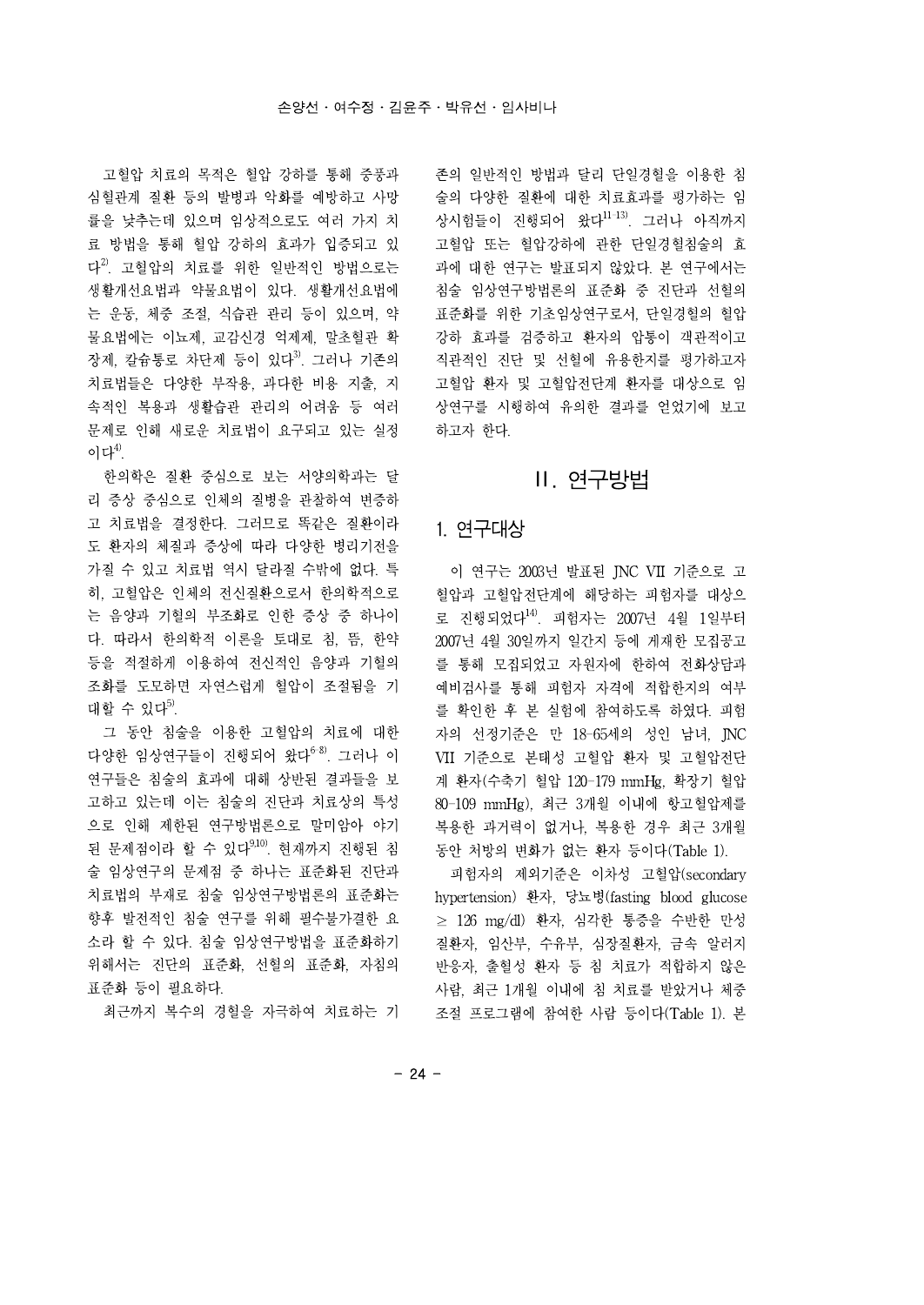고혈압 치료의 목적은 혈압 강하를 통해 중풍과 심혈관계 질환 등의 발병과 악화를 예방하고 사망률을 낮추는데 있으며 임상적으로도 여러 가지 치료 방법을 통해 혈압 강하의 효과가 입증되고 있다[2]. 고혈압의 치료를 위한 일반적인 방법으로는 생활개선요법과 약물요법이 있다. 생활개선요법에는 운동, 체중 조절, 식습관 관리 등이 있으며, 약물요법에는 이뇨제, 교감신경 억제제, 말초혈관 확장제, 칼슘통로 차단제 등이 있다[3]. 그러나 기존의 치료법들은 다양한 부작용, 과다한 비용 지출, 지속적인 복용과 생활습관 관리의 어려움 등 여러 문제로 인해 새로운 치료법이 요구되고 있는 실정이다[4].

한의학은 질환 중심으로 보는 서양의학과는 달리 증상 중심으로 인체의 질병을 관찰하여 변증하고 치료법을 결정한다. 그러므로 똑같은 질환이라도 환자의 체질과 증상에 따라 다양한 병리기전을 가질 수 있고 치료법 역시 달라질 수밖에 없다. 특히, 고혈압은 인체의 전신질환으로서 한의학적으로는 음양과 기혈의 부조화로 인한 증상 중 하나이다. 따라서 한의학적 이론을 토대로 침, 뜸, 한약 등을 적절하게 이용하여 전신적인 음양과 기혈의 조화를 도모하면 자연스럽게 혈압이 조절됨을 기대할 수 있다[5].

그 동안 침술을 이용한 고혈압의 치료에 대한 다양한 임상연구들이 진행되어 왔다[6-8]. 그러나 이 연구들은 침술의 효과에 대해 상반된 결과들을 보고하고 있는데 이는 침술의 진단과 치료상의 특성으로 인해 제한된 연구방법론으로 말미암아 야기된 문제점이라 할 수 있다[9,10]. 현재까지 진행된 침술 임상연구의 문제점 중 하나는 표준화된 진단과 치료법의 부재로 침술 임상연구방법론의 표준화는 향후 발전적인 침술 연구를 위해 필수불가결한 요소라 할 수 있다. 침술 임상연구방법을 표준화하기 위해서는 진단의 표준화, 선혈의 표준화, 자침의 표준화 등이 필요하다.

최근까지 복수의 경혈을 자극하여 치료하는 기존의 일반적인 방법과 달리 단일경혈을 이용한 침술의 다양한 질환에 대한 치료효과를 평가하는 임상시험들이 진행되어 왔다[11-13]. 그러나 아직까지 고혈압 또는 혈압강하에 관한 단일경혈침술의 효과에 대한 연구는 발표되지 않았다. 본 연구에서는 침술 임상연구방법론의 표준화 중 진단과 선혈의 표준화를 위한 기초임상연구로서, 단일경혈의 혈압 강하 효과를 검증하고 환자의 압통이 객관적이고 직관적인 진단 및 선혈에 유용한지를 평가하고자 고혈압 환자 및 고혈압전단계 환자를 대상으로 임상연구를 시행하여 유의한 결과를 얻었기에 보고하고자 한다.

## II. 연구방법

### 1. 연구대상

이 연구는 2003년 발표된 JNC VII 기준으로 고혈압과 고혈압전단계에 해당하는 피험자를 대상으로 진행되었다[14]. 피험자는 2007년 4월 1일부터 2007년 4월 30일까지 일간지 등에 게재한 모집공고를 통해 모집되었고 자원자에 한하여 전화상담과 예비검사를 통해 피험자 자격에 적합한지의 여부를 확인한 후 본 실험에 참여하도록 하였다. 피험자의 선정기준은 만 18-65세의 성인 남녀, JNC VII 기준으로 본태성 고혈압 환자 및 고혈압전단계 환자(수축기 혈압 120-179 mmHg, 확장기 혈압 80-109 mmHg), 최근 3개월 이내에 항고혈압제를 복용한 과거력이 없거나, 복용한 경우 최근 3개월 동안 처방의 변화가 없는 환자 등이다(Table 1).

피험자의 제외기준은 이차성 고혈압(secondary hypertension) 환자, 당뇨병(fasting blood glucose ≥ 126 mg/dl) 환자, 심각한 통증을 수반한 만성 질환자, 임산부, 수유부, 심장질환자, 금속 알러지 반응자, 출혈성 환자 등 침 치료가 적합하지 않은 사람, 최근 1개월 이내에 침 치료를 받았거나 체중 조절 프로그램에 참여한 사람 등이다(Table 1). 본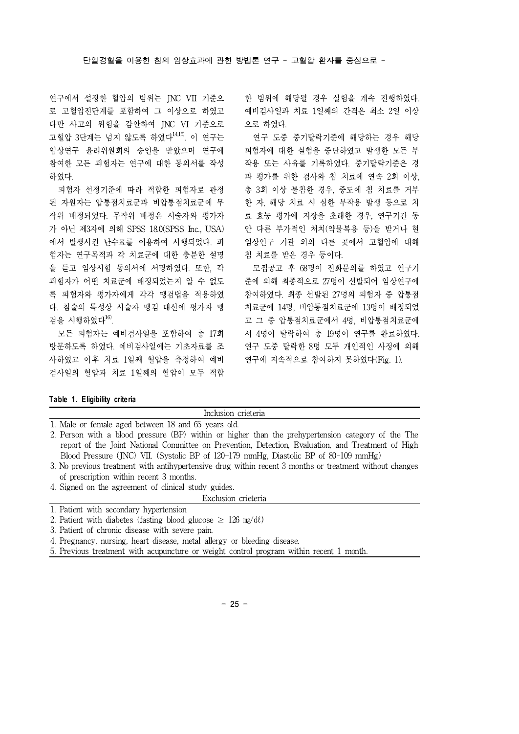연구에서 설정한 혈압의 범위는 JNC VII 기준으로 고혈압전단계를 포함하여 그 이상으로 하였고 다만 사고의 위험을 감안하여 JNC VI 기준으로 고혈압 3단계는 넘지 않도록 하였다[14,15]. 이 연구는 임상연구 윤리위원회의 승인을 받았으며 연구에 참여한 모든 피험자는 연구에 대한 동의서를 작성하였다.

피험자 선정기준에 따라 적합한 피험자로 판정된 자원자는 압통점치료군과 비압통점치료군에 무작위 배정되었다. 무작위 배정은 시술자와 평가자가 아닌 제3자에 의해 SPSS 18.0(SPSS Inc., USA)에서 발생시킨 난수표를 이용하여 시행되었다. 피험자는 연구목적과 각 치료군에 대한 충분한 설명을 듣고 임상시험 동의서에 서명하였다. 또한, 각 피험자가 어떤 치료군에 배정되었는지 알 수 없도록 피험자와 평가자에게 각각 맹검법을 적용하였다. 침술의 특성상 시술자 맹검 대신에 평가자 맹검을 시행하였다[16].

모든 피험자는 예비검사일을 포함하여 총 17회 방문하도록 하였다. 예비검사일에는 기초자료를 조사하였고 이후 치료 1일째 혈압을 측정하여 예비검사일의 혈압과 치료 1일째의 혈압이 모두 적합한 범위에 해당될 경우 실험을 계속 진행하였다. 예비검사일과 치료 1일째의 간격은 최소 2일 이상으로 하였다.

연구 도중 중기탈락기준에 해당하는 경우 해당 피험자에 대한 실험을 중단하였고 발생한 모든 부작용 또는 사유를 기록하였다. 중기탈락기준은 경과 평가를 위한 검사와 침 치료에 연속 2회 이상, 총 3회 이상 불참한 경우, 중도에 침 치료를 거부한 자, 해당 치료 시 심한 부작용 발생 등으로 치료 효능 평가에 지장을 초래한 경우, 연구기간 동안 다른 부가적인 처치(약물복용 등)을 받거나 현 임상연구 기관 외의 다른 곳에서 고혈압에 대해 침 치료를 받은 경우 등이다.

모집공고 후 68명이 전화문의를 하였고 연구기준에 의해 최종적으로 27명이 선발되어 임상연구에 참여하였다. 최종 선발된 27명의 피험자 중 압통점치료군에 14명, 비압통점치료군에 13명이 배정되었고 그 중 압통점치료군에서 4명, 비압통점치료군에서 4명이 탈락하여 총 19명이 연구를 완료하였다. 연구 도중 탈락한 8명 모두 개인적인 사정에 의해 연구에 지속적으로 참여하지 못하였다(Fig. 1).

**Table 1. Eligibility criteria**

| Inclusion crieteria |
|---|
| 1. Male or female aged between 18 and 65 years old. |
| 2. Person with a blood pressure (BP) within or higher than the prehypertension category of the The report of the Joint National Committee on Prevention, Detection, Evaluation, and Treatment of High Blood Pressure (JNC) VII. (Systolic BP of 120-179 mmHg, Diastolic BP of 80-109 mmHg) |
| 3. No previous treatment with antihypertensive drug within recent 3 months or treatment without changes of prescription within recent 3 months. |
| 4. Signed on the agreement of clinical study guides. |
| **Exclusion crieteria** |
| 1. Patient with secondary hypertension |
| 2. Patient with diabetes (fasting blood glucose ≥ 126 ㎎/dℓ) |
| 3. Patient of chronic disease with severe pain. |
| 4. Pregnancy, nursing, heart disease, metal allergy or bleeding disease. |
| 5. Previous treatment with acupuncture or weight control program within recent 1 month. |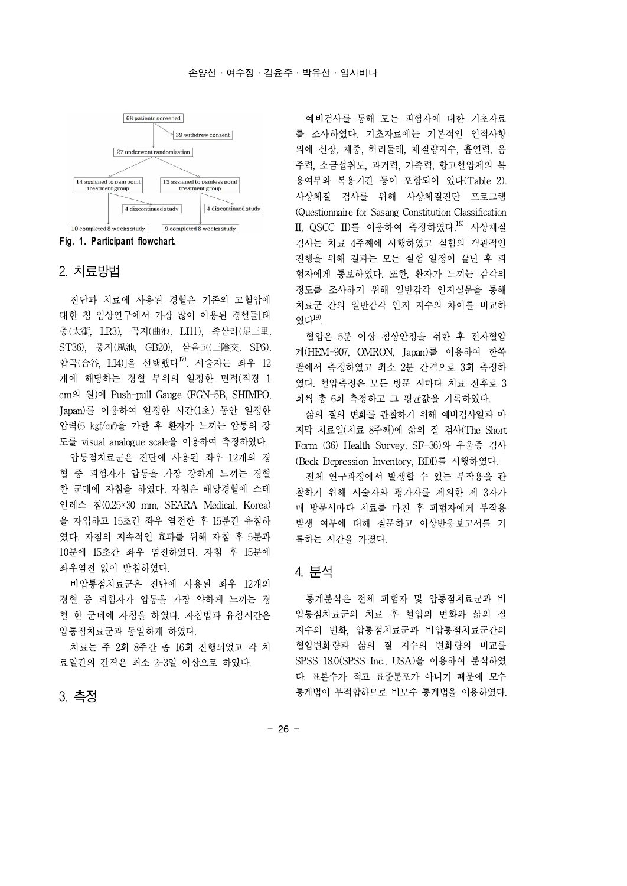68 patients screened

39 withdrew consent

27 underwent randomization

14 assigned to pain point treatment group

13 assigned to painless point treatment group

4 discontinued study

4 discontinued study

10 completed 8 weeks study

9 completed 8 weeks study

**Fig. 1. Participant flowchart.**

## 2. 치료방법

진단과 치료에 사용된 경혈은 기존의 고혈압에 대한 침 임상연구에서 가장 많이 이용된 경혈들[태충(太衝, LR3), 곡지(曲池, LI11), 족삼리(足三里, ST36), 풍지(風池, GB20), 삼음교(三陰交, SP6), 합곡(合谷, LI4)]을 선택했다[17]. 시술자는 좌우 12개에 해당하는 경혈 부위의 일정한 면적(직경 1 cm의 원)에 Push-pull Gauge (FGN-5B, SHIMPO, Japan)를 이용하여 일정한 시간(1초) 동안 일정한 압력(5 ㎏f/㎠)을 가한 후 환자가 느끼는 압통의 강도를 visual analogue scale을 이용하여 측정하였다.

압통치료군은 진단에 사용된 좌우 12개의 경혈 중 피험자가 압통을 가장 강하게 느끼는 경혈 한 군데에 자침을 하였다. 자침은 해당경혈에 스테인레스 침(0.25×30 mm, SEARA Medical, Korea)을 자입하고 15초간 좌우 염전한 후 15분간 유침하였다. 자침의 지속적인 효과를 위해 자침 후 5분과 10분에 15초간 좌우 염전하였다. 자침 후 15분에 좌우염전 없이 발침하였다.

비압통점치료군은 진단에 사용된 좌우 12개의 경혈 중 피험자가 압통을 가장 약하게 느끼는 경혈 한 군데에 자침을 하였다. 자침법과 유침시간은 압통점치료군과 동일하게 하였다.

치료는 주 2회 8주간 총 16회 진행되었고 각 치료일간의 간격은 최소 2-3일 이상으로 하였다.

## 3. 측정

예비검사를 통해 모든 피험자에 대한 기초자료를 조사하였다. 기초자료에는 기본적인 인적사항 외에 신장, 체중, 허리둘레, 체질량지수, 흡연력, 음주력, 소금섭취도, 과거력, 가족력, 항고혈압제의 복용여부와 복용기간 등이 포함되어 있다(Table 2). 사상체질 검사를 위해 사상체질진단 프로그램(Questionnaire for Sasang Constitution Classification II, QSCC II)를 이용하여 측정하였다[18]. 사상체질 검사는 치료 4주째에 시행하였고 실험의 객관적인 진행을 위해 결과는 모든 실험 일정이 끝난 후 피험자에게 통보하였다. 또한, 환자가 느끼는 감각의 정도를 조사하기 위해 일반감각 인지설문을 통해 치료군 간의 일반감각 인지 지수의 차이를 비교하였다[19].

혈압은 5분 이상 침상안정을 취한 후 전자혈압계(HEM-907, OMRON, Japan)를 이용하여 한쪽 팔에서 측정하였고 최소 2분 간격으로 3회 측정하였다. 혈압측정은 모든 방문 시마다 치료 전후로 3회씩 총 6회 측정하고 그 평균값을 기록하였다.

삶의 질의 변화를 관찰하기 위해 예비검사일과 마지막 치료일(치료 8주째)에 삶의 질 검사(The Short Form (36) Health Survey, SF-36)와 우울증 검사(Beck Depression Inventory, BDI)를 시행하였다.

전체 연구과정에서 발생할 수 있는 부작용을 관찰하기 위해 시술자와 평가자를 제외한 제 3자가 매 방문시마다 치료를 마친 후 피험자에게 부작용 발생 여부에 대해 질문하고 이상반응보고서를 기록하는 시간을 가졌다.

## 4. 분석

통계분석은 전체 피험자 및 압통점치료군과 비압통점치료군의 치료 후 혈압의 변화와 삶의 질 지수의 변화, 압통점치료군과 비압통점치료군간의 혈압변화량과 삶의 질 지수의 변화량의 비교를 SPSS 18.0(SPSS Inc., USA)을 이용하여 분석하였다. 표본수가 적고 표준분포가 아니기 때문에 모수통계법이 부적합하므로 비모수 통계법을 이용하였다.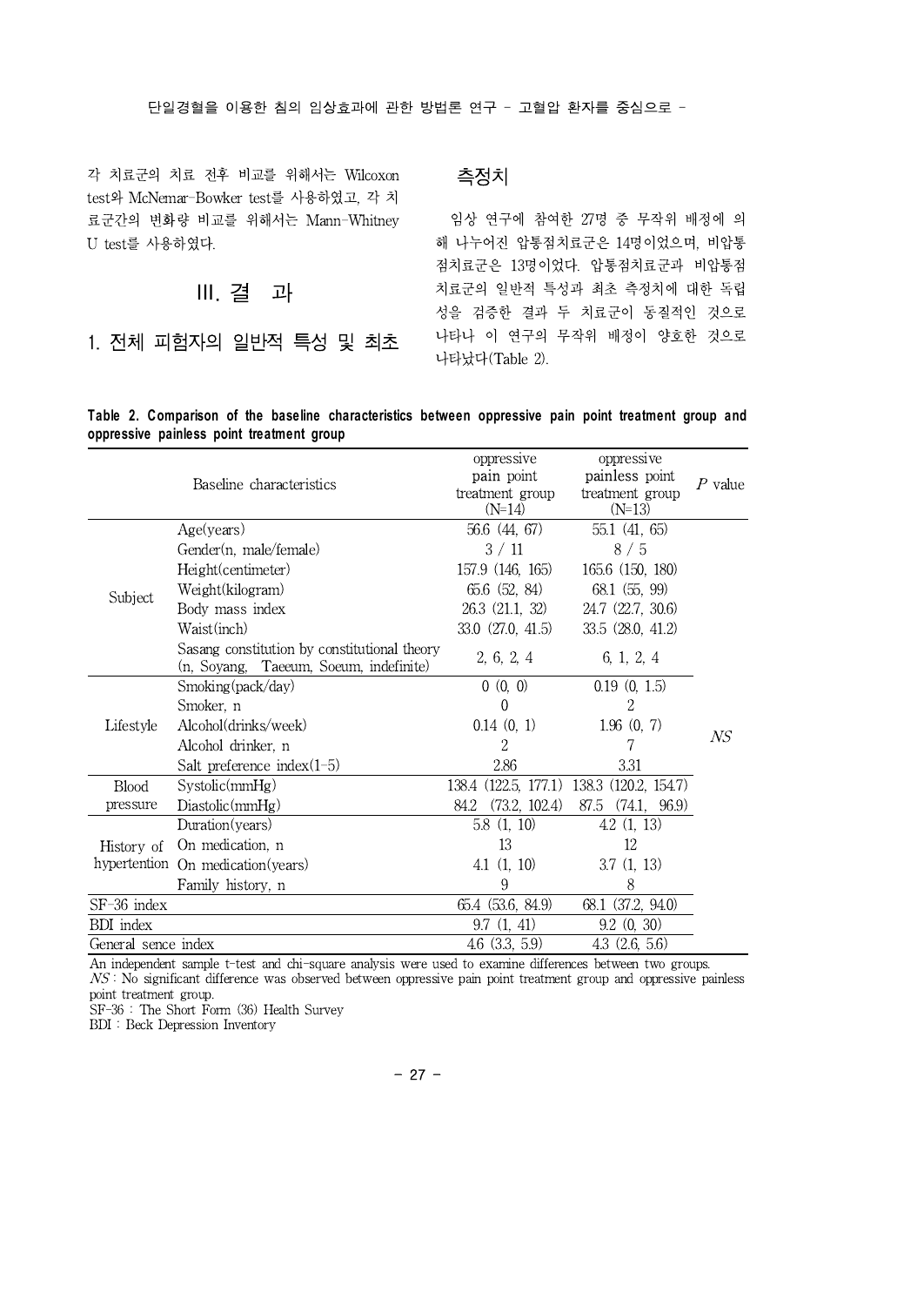각 치료군의 치료 전후 비교를 위해서는 Wilcoxon test와 McNemar-Bowker test를 사용하였고, 각 치료군간의 변화량 비교를 위해서는 Mann-Whitney U test를 사용하였다.

# III. 결 과

## 1. 전체 피험자의 일반적 특성 및 최초 측정치

임상 연구에 참여한 27명 중 무작위 배정에 의해 나누어진 압통점치료군은 14명이었으며, 비압통점치료군은 13명이었다. 압통점치료군과 비압통점치료군의 일반적 특성과 최초 측정치에 대한 독립성을 검증한 결과 두 치료군이 동질적인 것으로 나타나 이 연구의 무작위 배정이 양호한 것으로 나타났다(Table 2).

**Table 2. Comparison of the baseline characteristics between oppressive pain point treatment group and oppressive painless point treatment group**

| Baseline characteristics | | oppressive pain point treatment group (N=14) | oppressive painless point treatment group (N=13) | *P* value |
|---|---|---|---|---|
| Subject | Age(years) | 56.6 (44, 67) | 55.1 (41, 65) | |
| | Gender(n, male/female) | 3 / 11 | 8 / 5 | |
| | Height(centimeter) | 157.9 (146, 165) | 165.6 (150, 180) | |
| | Weight(kilogram) | 65.6 (52, 84) | 68.1 (55, 99) | |
| | Body mass index | 26.3 (21.1, 32) | 24.7 (22.7, 30.6) | |
| | Waist(inch) | 33.0 (27.0, 41.5) | 33.5 (28.0, 41.2) | |
| | Sasang constitution by constitutional theory (n, Soyang, Taeeum, Soeum, indefinite) | 2, 6, 2, 4 | 6, 1, 2, 4 | |
| Lifestyle | Smoking(pack/day) | 0 (0, 0) | 0.19 (0, 1.5) | |
| | Smoker, n | 0 | 2 | |
| | Alcohol(drinks/week) | 0.14 (0, 1) | 1.96 (0, 7) | *NS* |
| | Alcohol drinker, n | 2 | 7 | |
| | Salt preference index(1-5) | 2.86 | 3.31 | |
| Blood pressure | Systolic(mmHg) | 138.4 (122.5, 177.1) | 138.3 (120.2, 154.7) | |
| | Diastolic(mmHg) | 84.2 (73.2, 102.4) | 87.5 (74.1, 96.9) | |
| History of hypertention | Duration(years) | 5.8 (1, 10) | 4.2 (1, 13) | |
| | On medication, n | 13 | 12 | |
| | On medication(years) | 4.1 (1, 10) | 3.7 (1, 13) | |
| | Family history, n | 9 | 8 | |
| SF-36 index | | 65.4 (53.6, 84.9) | 68.1 (37.2, 94.0) | |
| BDI index | | 9.7 (1, 41) | 9.2 (0, 30) | |
| General sence index | | 4.6 (3.3, 5.9) | 4.3 (2.6, 5.6) | |

An independent sample t-test and chi-square analysis were used to examine differences between two groups.
*NS* : No significant difference was observed between oppressive pain point treatment group and oppressive painless point treatment group.
SF-36 : The Short Form (36) Health Survey
BDI : Beck Depression Inventory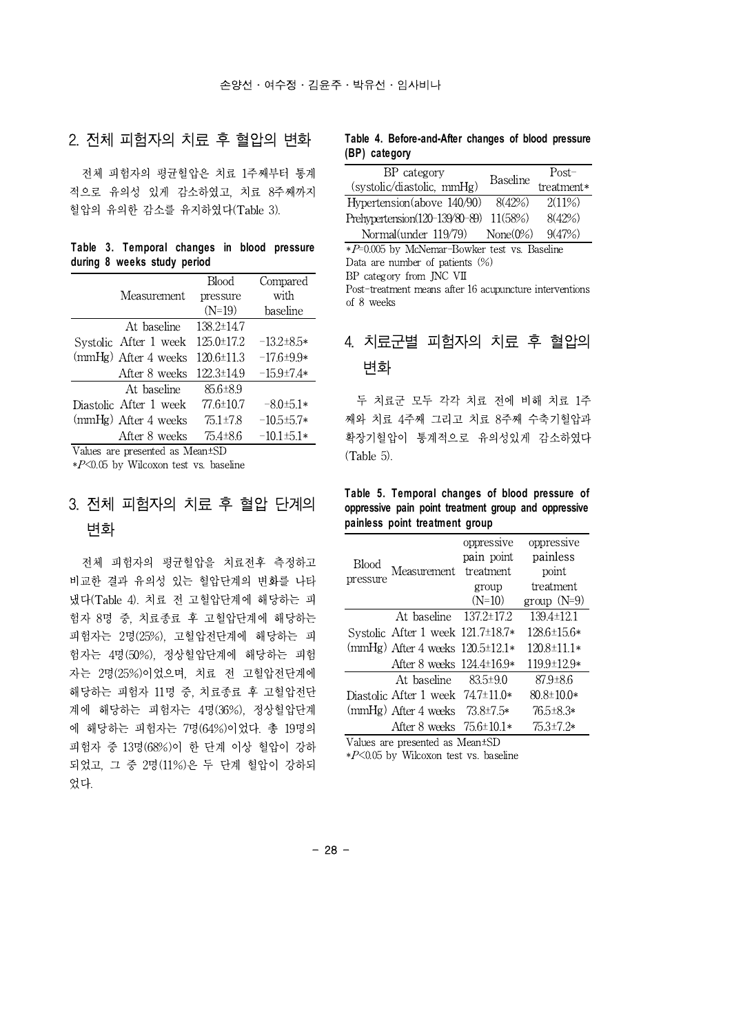## 2. 전체 피험자의 치료 후 혈압의 변화

전체 피험자의 평균혈압은 치료 1주째부터 통계적으로 유의성 있게 감소하였고, 치료 8주째까지 혈압의 유의한 감소를 유지하였다(Table 3).

**Table 3. Temporal changes in blood pressure during 8 weeks study period**

| | Measurement | Blood pressure (N=19) | Compared with baseline |
|---|---|---|---|
| Systolic (mmHg) | At baseline | 138.2±14.7 | |
| | After 1 week | 125.0±17.2 | −13.2±8.5* |
| | After 4 weeks | 120.6±11.3 | −17.6±9.9* |
| | After 8 weeks | 122.3±14.9 | −15.9±7.4* |
| Diastolic (mmHg) | At baseline | 85.6±8.9 | |
| | After 1 week | 77.6±10.7 | −8.0±5.1* |
| | After 4 weeks | 75.1±7.8 | −10.5±5.7* |
| | After 8 weeks | 75.4±8.6 | −10.1±5.1* |

Values are presented as Mean±SD

*$P<0.05$ by Wilcoxon test vs. baseline

## 3. 전체 피험자의 치료 후 혈압 단계의 변화

전체 피험자의 평균혈압을 치료전후 측정하고 비교한 결과 유의성 있는 혈압단계의 변화를 나타냈다(Table 4). 치료 전 고혈압단계에 해당하는 피험자 8명 중, 치료종료 후 고혈압단계에 해당하는 피험자는 2명(25%), 고혈압전단계에 해당하는 피험자는 4명(50%), 정상혈압단계에 해당하는 피험자는 2명(25%)이었으며, 치료 전 고혈압전단계에 해당하는 피험자 11명 중, 치료종료 후 고혈압전단계에 해당하는 피험자는 4명(36%), 정상혈압단계에 해당하는 피험자는 7명(64%)이었다. 총 19명의 피험자 중 13명(68%)이 한 단계 이상 혈압이 강하되었고, 그 중 2명(11%)은 두 단계 혈압이 강하되었다.

**Table 4. Before-and-After changes of blood pressure (BP) category**

| BP category (systolic/diastolic, mmHg) | Baseline | Post-treatment* |
|---|---|---|
| Hypertension(above 140/90) | 8(42%) | 2(11%) |
| Prehypertension(120-139/80-89) | 11(58%) | 8(42%) |
| Normal(under 119/79) | None(0%) | 9(47%) |

*$P=0.005$ by McNemar-Bowker test vs. Baseline

Data are number of patients (%)

BP category from JNC VII

Post-treatment means after 16 acupuncture interventions of 8 weeks

## 4. 치료군별 피험자의 치료 후 혈압의 변화

두 치료군 모두 각각 치료 전에 비해 치료 1주째와 치료 4주째 그리고 치료 8주째 수축기혈압과 확장기혈압이 통계적으로 유의성있게 감소하였다(Table 5).

**Table 5. Temporal changes of blood pressure of oppressive pain point treatment group and oppressive painless point treatment group**

| Blood pressure | Measurement | oppressive pain point treatment group (N=10) | oppressive painless point treatment group (N=9) |
|---|---|---|---|
| Systolic (mmHg) | At baseline | 137.2±17.2 | 139.4±12.1 |
| | After 1 week | 121.7±18.7* | 128.6±15.6* |
| | After 4 weeks | 120.5±12.1* | 120.8±11.1* |
| | After 8 weeks | 124.4±16.9* | 119.9±12.9* |
| Diastolic (mmHg) | At baseline | 83.5±9.0 | 87.9±8.6 |
| | After 1 week | 74.7±11.0* | 80.8±10.0* |
| | After 4 weeks | 73.8±7.5* | 76.5±8.3* |
| | After 8 weeks | 75.6±10.1* | 75.3±7.2* |

Values are presented as Mean±SD

*$P<0.05$ by Wilcoxon test vs. baseline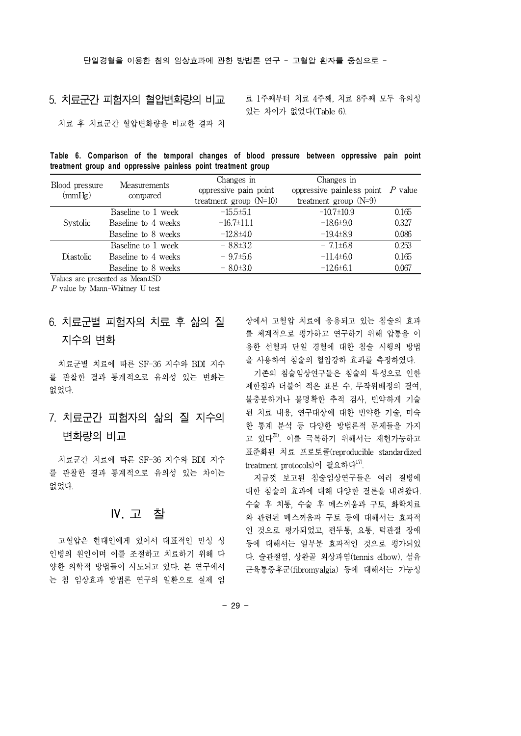## 5. 치료군간 피험자의 혈압변화량의 비교

치료 후 치료군간 혈압변화량을 비교한 결과 치료 1주째부터 치료 4주째, 치료 8주째 모두 유의성 있는 차이가 없었다(Table 6).

**Table 6. Comparison of the temporal changes of blood pressure between oppressive pain point treatment group and oppressive painless point treatment group**

| Blood pressure (mmHg) | Measurements compared | Changes in oppressive pain point treatment group (N=10) | Changes in oppressive painless point treatment group (N=9) | *P* value |
|---|---|---|---|---|
| Systolic | Baseline to 1 week | −15.5±5.1 | −10.7±10.9 | 0.165 |
| | Baseline to 4 weeks | −16.7±11.1 | −18.6±9.0 | 0.327 |
| | Baseline to 8 weeks | −12.8±4.0 | −19.4±8.9 | 0.086 |
| Diastolic | Baseline to 1 week | − 8.8±3.2 | − 7.1±6.8 | 0.253 |
| | Baseline to 4 weeks | − 9.7±5.6 | −11.4±6.0 | 0.165 |
| | Baseline to 8 weeks | − 8.0±3.0 | −12.6±6.1 | 0.067 |

Values are presented as Mean±SD

*P* value by Mann-Whitney U test

## 6. 치료군별 피험자의 치료 후 삶의 질 지수의 변화

치료군별 치료에 따른 SF-36 지수와 BDI 지수를 관찰한 결과 통계적으로 유의성 있는 변화는 없었다.

## 7. 치료군간 피험자의 삶의 질 지수의 변화량의 비교

치료군간 치료에 따른 SF-36 지수와 BDI 지수를 관찰한 결과 통계적으로 유의성 있는 차이는 없었다.

# Ⅳ. 고 찰

고혈압은 현대인에게 있어서 대표적인 만성 성인병의 원인이며 이를 조절하고 치료하기 위해 다양한 의학적 방법들이 시도되고 있다. 본 연구에서는 침 임상효과 방법론 연구의 일환으로 실제 임상에서 고혈압 치료에 응용되고 있는 침술의 효과를 체계적으로 평가하고 연구하기 위해 압통을 이용한 선혈과 단일 경혈에 대한 침술 시행의 방법을 사용하여 침술의 혈압강하 효과를 측정하였다.

기존의 침술임상연구들은 침술의 특성으로 인한 제한점과 더불어 적은 표본 수, 무작위배정의 결여, 불충분하거나 불명확한 추적 검사, 빈약하게 기술된 치료 내용, 연구대상에 대한 빈약한 기술, 미숙한 통계 분석 등 다양한 방법론적 문제들을 가지고 있다[20]. 이를 극복하기 위해서는 재현가능하고 표준화된 치료 프로토콜(reproducible standardized treatment protocols)이 필요하다[17].

지금껏 보고된 침술임상연구들은 여러 질병에 대한 침술의 효과에 대해 다양한 결론을 내려왔다. 수술 후 치통, 수술 후 메스꺼움과 구토, 화학치료와 관련된 메스꺼움과 구토 등에 대해서는 효과적인 것으로 평가되었고, 편두통, 요통, 턱관절 장애 등에 대해서는 일부분 효과적인 것으로 평가되었다. 슬관절염, 상완골 외상과염(tennis elbow), 섬유근육통증후군(fibromyalgia) 등에 대해서는 가능성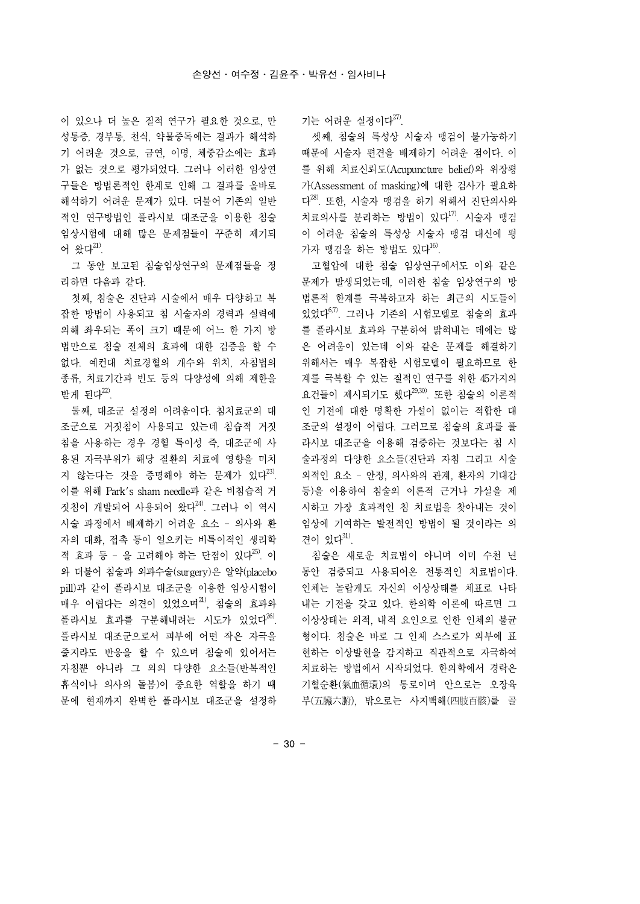이 있으나 더 높은 질적 연구가 필요한 것으로, 만성통증, 경부통, 천식, 약물중독에는 결과가 해석하기 어려운 것으로, 금연, 이명, 체중감소에는 효과가 없는 것으로 평가되었다. 그러나 이러한 임상연구들은 방법론적인 한계로 인해 그 결과를 올바로 해석하기 어려운 문제가 있다. 더불어 기존의 일반적인 연구방법인 플라시보 대조군을 이용한 침술 임상시험에 대해 많은 문제점들이 꾸준히 제기되어 왔다[21].

그 동안 보고된 침술임상연구의 문제점들을 정리하면 다음과 같다.

첫째, 침술은 진단과 시술에서 매우 다양하고 복잡한 방법이 사용되고 침 시술자의 경력과 실력에 의해 좌우되는 폭이 크기 때문에 어느 한 가지 방법만으로 침술 전체의 효과에 대한 검증을 할 수 없다. 예컨대 치료경혈의 개수와 위치, 자침법의 종류, 치료기간과 빈도 등의 다양성에 의해 제한을 받게 된다[22].

둘째, 대조군 설정의 어려움이다. 침치료군의 대조군으로 거짓침이 사용되고 있는데 침습적 거짓침을 사용하는 경우 경혈 특이성 즉, 대조군에 사용된 자극부위가 해당 질환의 치료에 영향을 미치지 않는다는 것을 증명해야 하는 문제가 있다[23]. 이를 위해 Park's sham needle과 같은 비침습적 거짓침이 개발되어 사용되어 왔다[24]. 그러나 이 역시 시술 과정에서 배제하기 어려운 요소 – 의사와 환자의 대화, 접촉 등이 일으키는 비특이적인 생리학적 효과 등 – 을 고려해야 하는 단점이 있다[25]. 이와 더불어 침술과 외과수술(surgery)은 알약(placebo pill)과 같이 플라시보 대조군을 이용한 임상시험이 매우 어렵다는 의견이 있었으며[21], 침술의 효과와 플라시보 효과를 구분해내려는 시도가 있었다[26]. 플라시보 대조군으로서 피부에 어떤 작은 자극을 줄지라도 반응을 할 수 있으며 침술에 있어서는 자침뿐 아니라 그 외의 다양한 요소들(반복적인 휴식이나 의사의 돌봄)이 중요한 역할을 하기 때문에 현재까지 완벽한 플라시보 대조군을 설정하기는 어려운 실정이다[27].

셋째, 침술의 특성상 시술자 맹검이 불가능하기 때문에 시술자 편견을 배제하기 어려운 점이다. 이를 위해 치료신뢰도(Acupuncture belief)와 위장평가(Assessment of masking)에 대한 검사가 필요하다[28]. 또한, 시술자 맹검을 하기 위해서 진단의사와 치료의사를 분리하는 방법이 있다[17]. 시술자 맹검이 어려운 침술의 특성상 시술자 맹검 대신에 평가자 맹검을 하는 방법도 있다[16].

고혈압에 대한 침술 임상연구에서도 이와 같은 문제가 발생되었는데, 이러한 침술 임상연구의 방법론적 한계를 극복하고자 하는 최근의 시도들이 있었다[6,7]. 그러나 기존의 시험모델로 침술의 효과를 플라시보 효과와 구분하여 밝혀내는 데에는 많은 어려움이 있는데 이와 같은 문제를 해결하기 위해서는 매우 복잡한 시험모델이 필요하므로 한계를 극복할 수 있는 질적인 연구를 위한 45가지의 요건들이 제시되기도 했다[29,30]. 또한 침술의 이론적인 기전에 대한 명확한 가설이 없이는 적합한 대조군의 설정이 어렵다. 그러므로 침술의 효과를 플라시보 대조군을 이용해 검증하는 것보다는 침 시술과정의 다양한 요소들(진단과 자침 그리고 시술외적인 요소 – 안정, 의사와의 관계, 환자의 기대감 등)을 이용하여 침술의 이론적 근거나 가설을 제시하고 가장 효과적인 침 치료법을 찾아내는 것이 임상에 기여하는 발전적인 방법이 될 것이라는 의견이 있다[31].

침술은 새로운 치료법이 아니며 이미 수천 년 동안 검증되고 사용되어온 전통적인 치료법이다. 인체는 놀랍게도 자신의 이상상태를 체표로 나타내는 기전을 갖고 있다. 한의학 이론에 따르면 그 이상상태는 외적, 내적 요인으로 인한 인체의 불균형이다. 침술은 바로 그 인체 스스로가 외부에 표현하는 이상발현을 감지하고 직관적으로 자극하여 치료하는 방법에서 시작되었다. 한의학에서 경락은 기혈순환(氣血循環)의 통로이며 안으로는 오장육부(五臟六腑), 밖으로는 사지백해(四肢百骸)를 골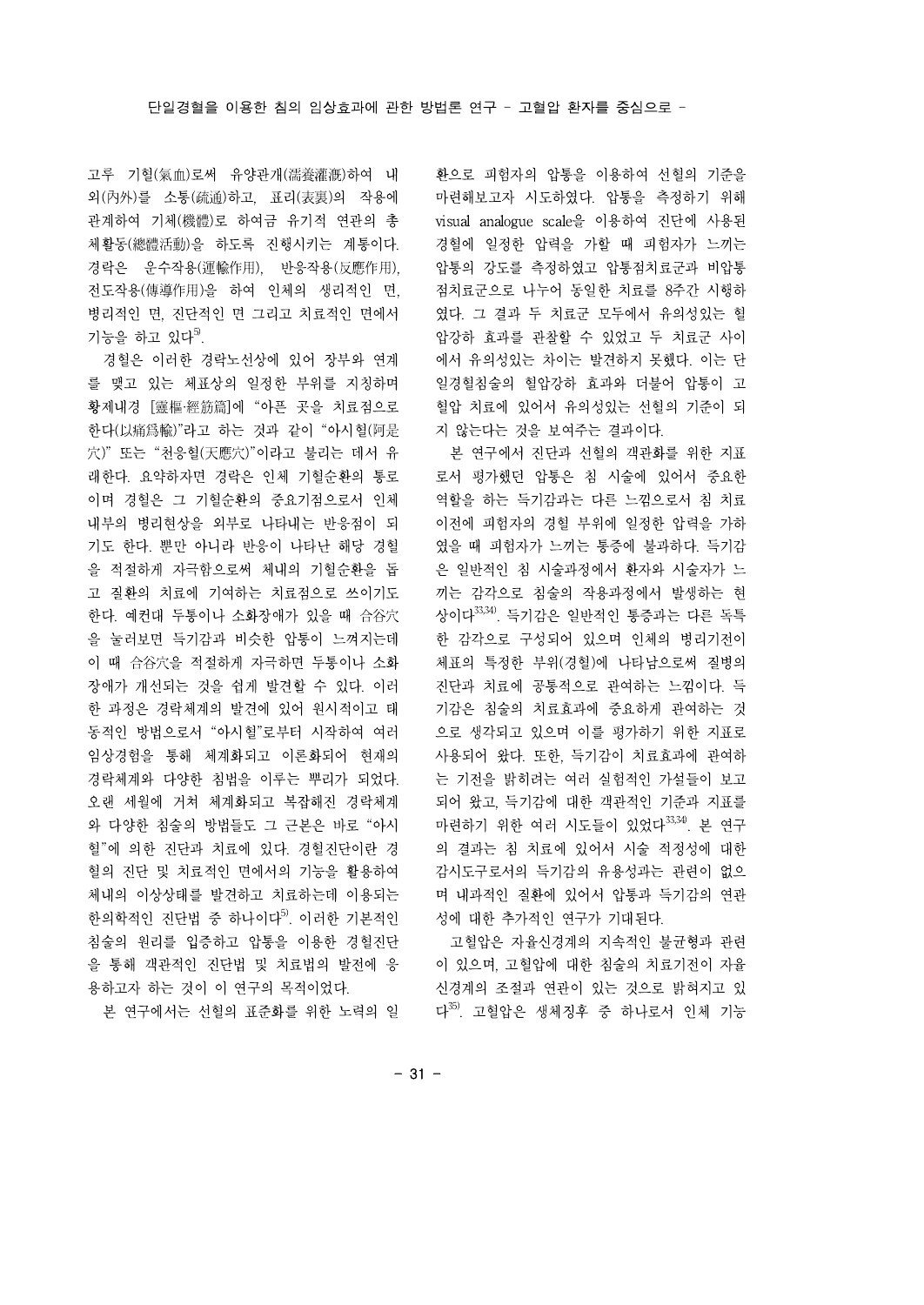고루 기혈(氣血)로써 유양관개(濡養灌漑)하여 내외(內外)를 소통(疏通)하고, 표리(表裏)의 작용에 관계하여 기체(機體)로 하여금 유기적 연관의 총체활동(總體活動)을 하도록 진행시키는 계통이다. 경락은 운수작용(運輸作用), 반응작용(反應作用), 전도작용(傳導作用)을 하여 인체의 생리적인 면, 병리적인 면, 진단적인 면 그리고 치료적인 면에서 기능을 하고 있다[5].

경혈은 이러한 경락노선상에 있어 장부와 연계를 맺고 있는 체표상의 일정한 부위를 지칭하며 황제내경 [靈樞·經筋篇]에 "아픈 곳을 치료점으로 한다(以痛爲輸)"라고 하는 것과 같이 "아시혈(阿是穴)" 또는 "천응혈(天應穴)"이라고 불리는 데서 유래한다. 요약하자면 경락은 인체 기혈순환의 통로이며 경혈은 그 기혈순환의 중요기점으로서 인체 내부의 병리현상을 외부로 나타내는 반응점이 되기도 한다. 뿐만 아니라 반응이 나타난 해당 경혈을 적절하게 자극함으로써 체내의 기혈순환을 돕고 질환의 치료에 기여하는 치료점으로 쓰이기도 한다. 예컨대 두통이나 소화장애가 있을 때 合谷穴을 눌러보면 득기감과 비슷한 압통이 느껴지는데 이 때 合谷穴을 적절하게 자극하면 두통이나 소화장애가 개선되는 것을 쉽게 발견할 수 있다. 이러한 과정은 경락체계의 발견에 있어 원시적이고 태동적인 방법으로서 "아시혈"로부터 시작하여 여러 임상경험을 통해 체계화되고 이론화되어 현재의 경락체계와 다양한 침법을 이루는 뿌리가 되었다. 오랜 세월에 거쳐 체계화되고 복잡해진 경락체계와 다양한 침술의 방법들도 그 근본은 바로 "아시혈"에 의한 진단과 치료에 있다. 경혈진단이란 경혈의 진단 및 치료적인 면에서의 기능을 활용하여 체내의 이상상태를 발견하고 치료하는데 이용되는 한의학적인 진단법 중 하나이다[5]. 이러한 기본적인 침술의 원리를 입증하고 압통을 이용한 경혈진단을 통해 객관적인 진단법 및 치료법의 발전에 응용하고자 하는 것이 이 연구의 목적이었다.

본 연구에서는 선혈의 표준화를 위한 노력의 일환으로 피험자의 압통을 이용하여 선혈의 기준을 마련해보고자 시도하였다. 압통을 측정하기 위해 visual analogue scale을 이용하여 진단에 사용된 경혈에 일정한 압력을 가할 때 피험자가 느끼는 압통의 강도를 측정하였고 압통점치료군과 비압통점치료군으로 나누어 동일한 치료를 8주간 시행하였다. 그 결과 두 치료군 모두에서 유의성있는 혈압강하 효과를 관찰할 수 있었고 두 치료군 사이에서 유의성있는 차이는 발견하지 못했다. 이는 단일경혈침술의 혈압강하 효과와 더불어 압통이 고혈압 치료에 있어서 유의성있는 선혈의 기준이 되지 않는다는 것을 보여주는 결과이다.

본 연구에서 진단과 선혈의 객관화를 위한 지표로서 평가했던 압통은 침 시술에 있어서 중요한 역할을 하는 득기감과는 다른 느낌으로서 침 치료 이전에 피험자의 경혈 부위에 일정한 압력을 가하였을 때 피험자가 느끼는 통증에 불과하다. 득기감은 일반적인 침 시술과정에서 환자와 시술자가 느끼는 감각으로 침술의 작용과정에서 발생하는 현상이다[33,34]. 득기감은 일반적인 통증과는 다른 독특한 감각으로 구성되어 있으며 인체의 병리기전이 체표의 특정한 부위(경혈)에 나타남으로써 질병의 진단과 치료에 공통적으로 관여하는 느낌이다. 득기감은 침술의 치료효과에 중요하게 관여하는 것으로 생각되고 있으며 이를 평가하기 위한 지표로 사용되어 왔다. 또한, 득기감이 치료효과에 관여하는 기전을 밝히려는 여러 실험적인 가설들이 보고되어 왔고, 득기감에 대한 객관적인 기준과 지표를 마련하기 위한 여러 시도들이 있었다[33,34]. 본 연구의 결과는 침 치료에 있어서 시술 적정성에 대한 감시도구로서의 득기감의 유용성과는 관련이 없으며 내과적인 질환에 있어서 압통과 득기감의 연관성에 대한 추가적인 연구가 기대된다.

고혈압은 자율신경계의 지속적인 불균형과 관련이 있으며, 고혈압에 대한 침술의 치료기전이 자율신경계의 조절과 연관이 있는 것으로 밝혀지고 있다[35]. 고혈압은 생체징후 중 하나로서 인체 기능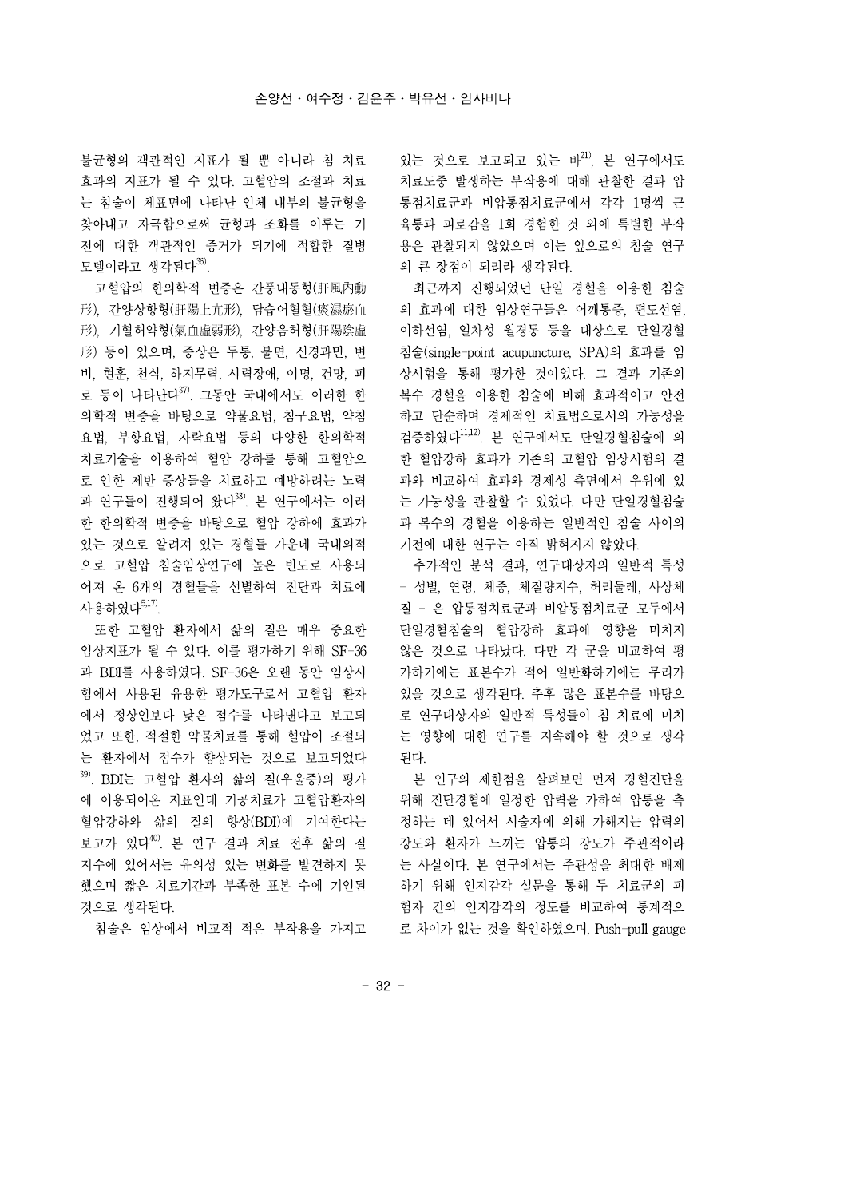불균형의 객관적인 지표가 될 뿐 아니라 침 치료 효과의 지표가 될 수 있다. 고혈압의 조절과 치료는 침술이 체표면에 나타난 인체 내부의 불균형을 찾아내고 자극함으로써 균형과 조화를 이루는 기전에 대한 객관적인 증거가 되기에 적합한 질병 모델이라고 생각된다[36].

고혈압의 한의학적 변증은 간풍내동형(肝風內動形), 간양상항형(肝陽上亢形), 담습어혈형(痰濕瘀血形), 기혈허약형(氣血虛弱形), 간양음허형(肝陽陰虛形) 등이 있으며, 증상은 두통, 불면, 신경과민, 변비, 현훈, 천식, 하지무력, 시력장애, 이명, 건망, 피로 등이 나타난다[37]. 그동안 국내에서도 이러한 한의학적 변증을 바탕으로 약물요법, 침구요법, 약침요법, 부항요법, 자락요법 등의 다양한 한의학적 치료기술을 이용하여 혈압 강하를 통해 고혈압으로 인한 제반 증상들을 치료하고 예방하려는 노력과 연구들이 진행되어 왔다[38]. 본 연구에서는 이러한 한의학적 변증을 바탕으로 혈압 강하에 효과가 있는 것으로 알려져 있는 경혈들 가운데 국내외적으로 고혈압 침술임상연구에 높은 빈도로 사용되어져 온 6개의 경혈들을 선별하여 진단과 치료에 사용하였다[5,17].

또한 고혈압 환자에서 삶의 질은 매우 중요한 임상지표가 될 수 있다. 이를 평가하기 위해 SF-36과 BDI를 사용하였다. SF-36은 오랜 동안 임상시험에서 사용된 유용한 평가도구로서 고혈압 환자에서 정상인보다 낮은 점수를 나타낸다고 보고되었고 또한, 적절한 약물치료를 통해 혈압이 조절되는 환자에서 점수가 향상되는 것으로 보고되었다[39]. BDI는 고혈압 환자의 삶의 질(우울증)의 평가에 이용되어온 지표인데 기공치료가 고혈압환자의 혈압강하와 삶의 질 향상(BDI)에 기여한다는 보고가 있다[40]. 본 연구 결과 치료 전후 삶의 질 지수에 있어서는 유의성 있는 변화를 발견하지 못했으며 짧은 치료기간과 부족한 표본 수에 기인된 것으로 생각된다.

침술은 임상에서 비교적 적은 부작용을 가지고 있는 것으로 보고되고 있는 바[21], 본 연구에서도 치료도중 발생하는 부작용에 대해 관찰한 결과 압통점치료군과 비압통점치료군에서 각각 1명씩 근육통과 피로감을 1회 경험한 것 외에 특별한 부작용은 관찰되지 않았으며 이는 앞으로의 침술 연구의 큰 장점이 되리라 생각된다.

최근까지 진행되었던 단일 경혈을 이용한 침술의 효과에 대한 임상연구들은 어깨통증, 편도선염, 이하선염, 일차성 월경통 등을 대상으로 단일경혈침술(single-point acupuncture, SPA)의 효과를 임상시험을 통해 평가한 것이었다. 그 결과 기존의 복수 경혈을 이용한 침술에 비해 효과적이고 안전하고 단순하며 경제적인 치료법으로서의 가능성을 검증하였다[11,12]. 본 연구에서도 단일경혈침술에 의한 혈압강하 효과가 기존의 고혈압 임상시험의 결과와 비교하여 효과와 경제성 측면에서 우위에 있는 가능성을 관찰할 수 있었다. 다만 단일경혈침술과 복수의 경혈을 이용하는 일반적인 침술 사이의 기전에 대한 연구는 아직 밝혀지지 않았다.

추가적인 분석 결과, 연구대상자의 일반적 특성 - 성별, 연령, 체중, 체질량지수, 허리둘레, 사상체질 - 은 압통점치료군과 비압통점치료군 모두에서 단일경혈침술의 혈압강하 효과에 영향을 미치지 않은 것으로 나타났다. 다만 각 군을 비교하여 평가하기에는 표본수가 적어 일반화하기에는 무리가 있을 것으로 생각된다. 추후 많은 표본수를 바탕으로 연구대상자의 일반적 특성들이 침 치료에 미치는 영향에 대한 연구를 지속해야 할 것으로 생각된다.

본 연구의 제한점을 살펴보면 먼저 경혈진단을 위해 진단경혈에 일정한 압력을 가하여 압통을 측정하는 데 있어서 시술자에 의해 가해지는 압력의 강도와 환자가 느끼는 압통의 강도가 주관적이라는 사실이다. 본 연구에서는 주관성을 최대한 배제하기 위해 인지감각 설문을 통해 두 치료군의 피험자 간의 인지감각의 정도를 비교하여 통계적으로 차이가 없는 것을 확인하였으며, Push-pull gauge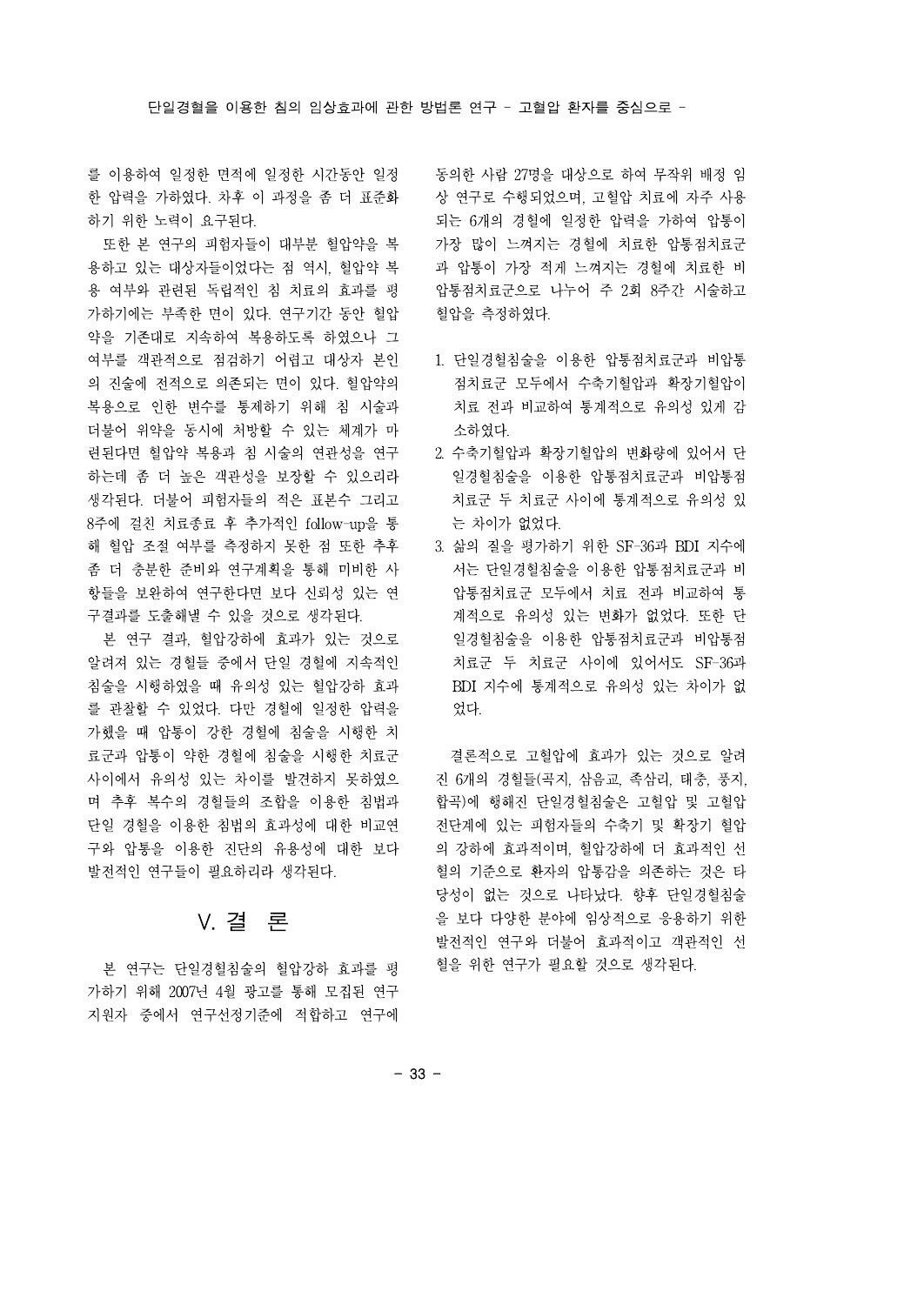를 이용하여 일정한 면적에 일정한 시간동안 일정한 압력을 가하였다. 차후 이 과정을 좀 더 표준화하기 위한 노력이 요구된다.

또한 본 연구의 피험자들이 대부분 혈압약을 복용하고 있는 대상자들이었다는 점 역시, 혈압약 복용 여부와 관련된 독립적인 침 치료의 효과를 평가하기에는 부족한 면이 있다. 연구기간 동안 혈압약을 기존대로 지속하여 복용하도록 하였으나 그 여부를 객관적으로 점검하기 어렵고 대상자 본인의 진술에 전적으로 의존되는 면이 있다. 혈압약의 복용으로 인한 변수를 통제하기 위해 침 시술과 더불어 위약을 동시에 처방할 수 있는 체계가 마련된다면 혈압약 복용과 침 시술의 연관성을 연구하는데 좀 더 높은 객관성을 보장할 수 있으리라 생각된다. 더불어 피험자들의 적은 표본수 그리고 8주에 걸친 치료종료 후 추가적인 follow-up을 통해 혈압 조절 여부를 측정하지 못한 점 또한 추후 좀 더 충분한 준비와 연구계획을 통해 미비한 사항들을 보완하여 연구한다면 보다 신뢰성 있는 연구결과를 도출해낼 수 있을 것으로 생각된다.

본 연구 결과, 혈압강하에 효과가 있는 것으로 알려져 있는 경혈들 중에서 단일 경혈에 지속적인 침술을 시행하였을 때 유의성 있는 혈압강하 효과를 관찰할 수 있었다. 다만 경혈에 일정한 압력을 가했을 때 압통이 강한 경혈에 침술을 시행한 치료군과 압통이 약한 경혈에 침술을 시행한 치료군 사이에서 유의성 있는 차이를 발견하지 못하였으며 추후 복수의 경혈들의 조합을 이용한 침법과 단일 경혈을 이용한 침법의 효과성에 대한 비교연구와 압통을 이용한 진단의 유용성에 대한 보다 발전적인 연구들이 필요하리라 생각된다.

## V. 결 론

본 연구는 단일경혈침술의 혈압강하 효과를 평가하기 위해 2007년 4월 광고를 통해 모집된 연구지원자 중에서 연구선정기준에 적합하고 연구에 동의한 사람 27명을 대상으로 하여 무작위 배정 임상 연구로 수행되었으며, 고혈압 치료에 자주 사용되는 6개의 경혈에 일정한 압력을 가하여 압통이 가장 많이 느껴지는 경혈에 치료한 압통점치료군과 압통이 가장 적게 느껴지는 경혈에 치료한 비압통점치료군으로 나누어 주 2회 8주간 시술하고 혈압을 측정하였다.

1. 단일경혈침술을 이용한 압통점치료군과 비압통점치료군 모두에서 수축기혈압과 확장기혈압이 치료 전과 비교하여 통계적으로 유의성 있게 감소하였다.
2. 수축기혈압과 확장기혈압의 변화량에 있어서 단일경혈침술을 이용한 압통점치료군과 비압통점치료군 두 치료군 사이에 통계적으로 유의성 있는 차이가 없었다.
3. 삶의 질을 평가하기 위한 SF-36과 BDI 지수에서는 단일경혈침술을 이용한 압통점치료군과 비압통점치료군 모두에서 치료 전과 비교하여 통계적으로 유의성 있는 변화가 없었다. 또한 단일경혈침술을 이용한 압통점치료군과 비압통점치료군 두 치료군 사이에 있어서도 SF-36과 BDI 지수에 통계적으로 유의성 있는 차이가 없었다.

결론적으로 고혈압에 효과가 있는 것으로 알려진 6개의 경혈들(곡지, 삼음교, 족삼리, 태충, 풍지, 합곡)에 행해진 단일경혈침술은 고혈압 및 고혈압 전단계에 있는 피험자들의 수축기 및 확장기 혈압의 강하에 효과적이며, 혈압강하에 더 효과적인 선혈의 기준으로 환자의 압통감을 의존하는 것은 타당성이 없는 것으로 나타났다. 향후 단일경혈침술을 보다 다양한 분야에 임상적으로 응용하기 위한 발전적인 연구와 더불어 효과적이고 객관적인 선혈을 위한 연구가 필요할 것으로 생각된다.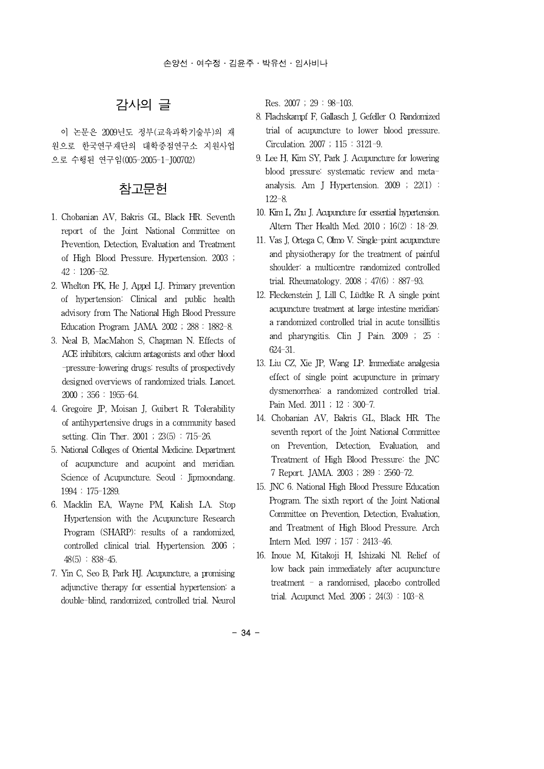## 감사의 글

이 논문은 2009년도 정부(교육과학기술부)의 재원으로 한국연구재단의 대학중점연구소 지원사업으로 수행된 연구임(005-2005-1-J00702)

## 참고문헌

1. Chobanian AV, Bakris GL, Black HR. Seventh report of the Joint National Committee on Prevention, Detection, Evaluation and Treatment of High Blood Pressure. Hypertension. 2003 ; 42 : 1206-52.
2. Whelton PK, He J, Appel LJ. Primary prevention of hypertension: Clinical and public health advisory from The National High Blood Pressure Education Program. JAMA. 2002 ; 288 : 1882-8.
3. Neal B, MacMahon S, Chapman N. Effects of ACE inhibitors, calcium antagonists and other blood-pressure-lowering drugs: results of prospectively designed overviews of randomized trials. Lancet. 2000 ; 356 : 1955-64.
4. Gregoire JP, Moisan J, Guibert R. Tolerability of antihypertensive drugs in a community based setting. Clin Ther. 2001 ; 23(5) : 715-26.
5. National Colleges of Oriental Medicine. Department of acupuncture and acupoint and meridian. Science of Acupuncture. Seoul : Jipmoondang. 1994 : 175-1289.
6. Macklin EA, Wayne PM, Kalish LA. Stop Hypertension with the Acupuncture Research Program (SHARP): results of a randomized, controlled clinical trial. Hypertension. 2006 ; 48(5) : 838-45.
7. Yin C, Seo B, Park HJ. Acupuncture, a promising adjunctive therapy for essential hypertension: a double-blind, randomized, controlled trial. Neurol Res. 2007 ; 29 : 98-103.
8. Flachskampf F, Gallasch J, Gefeller O. Randomized trial of acupuncture to lower blood pressure. Circulation. 2007 ; 115 : 3121-9.
9. Lee H, Kim SY, Park J. Acupuncture for lowering blood pressure: systematic review and meta-analysis. Am J Hypertension. 2009 ; 22(1) : 122-8.
10. Kim L, Zhu J. Acupuncture for essential hypertension. Altern Ther Health Med. 2010 ; 16(2) : 18-29.
11. Vas J, Ortega C, Olmo V. Single-point acupuncture and physiotherapy for the treatment of painful shoulder: a multicentre randomized controlled trial. Rheumatology. 2008 ; 47(6) : 887-93.
12. Fleckenstein J, Lill C, Lüdtke R. A single point acupuncture treatment at large intestine meridian: a randomized controlled trial in acute tonsillitis and pharyngitis. Clin J Pain. 2009 ; 25 : 624-31.
13. Liu CZ, Xie JP, Wang LP. Immediate analgesia effect of single point acupuncture in primary dysmenorrhea: a randomized controlled trial. Pain Med. 2011 ; 12 : 300-7.
14. Chobanian AV, Bakris GL, Black HR. The seventh report of the Joint National Committee on Prevention, Detection, Evaluation, and Treatment of High Blood Pressure: the JNC 7 Report. JAMA. 2003 ; 289 : 2560-72.
15. JNC 6. National High Blood Pressure Education Program. The sixth report of the Joint National Committee on Prevention, Detection, Evaluation, and Treatment of High Blood Pressure. Arch Intern Med. 1997 ; 157 : 2413-46.
16. Inoue M, Kitakoji H, Ishizaki Nl. Relief of low back pain immediately after acupuncture treatment - a randomised, placebo controlled trial. Acupunct Med. 2006 ; 24(3) : 103-8.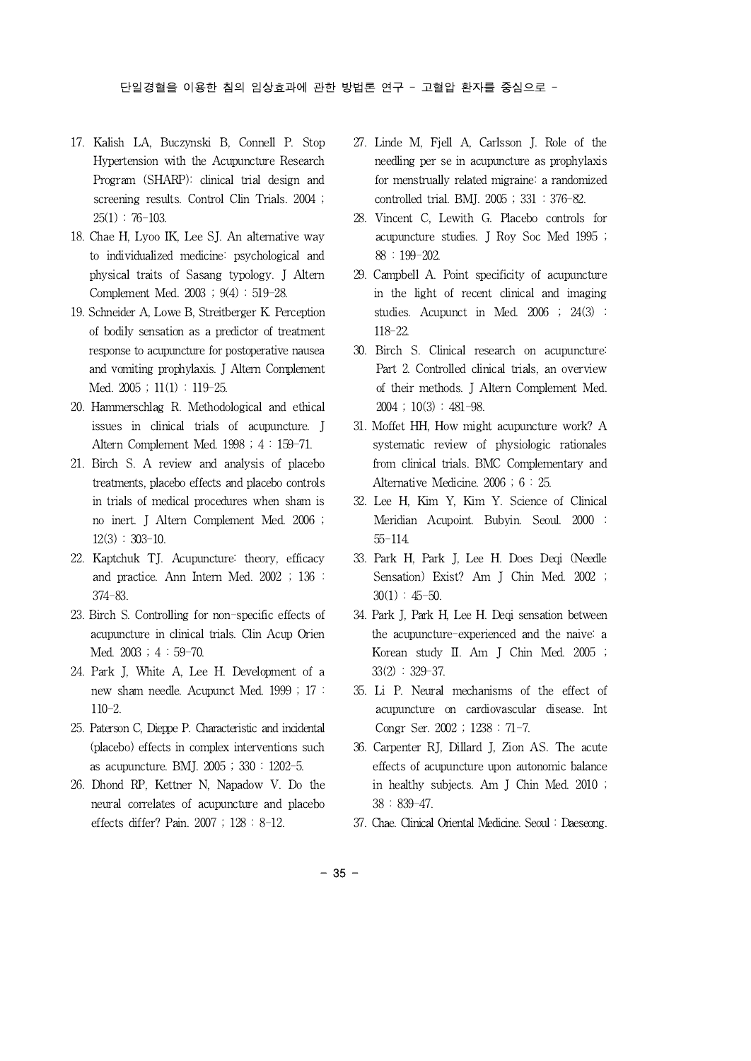17. Kalish LA, Buczynski B, Connell P. Stop Hypertension with the Acupuncture Research Program (SHARP): clinical trial design and screening results. Control Clin Trials. 2004 ; 25(1) : 76-103.
18. Chae H, Lyoo IK, Lee SJ. An alternative way to individualized medicine: psychological and physical traits of Sasang typology. J Altern Complement Med. 2003 ; 9(4) : 519-28.
19. Schneider A, Lowe B, Streitberger K. Perception of bodily sensation as a predictor of treatment response to acupuncture for postoperative nausea and vomiting prophylaxis. J Altern Complement Med. 2005 ; 11(1) : 119-25.
20. Hammerschlag R. Methodological and ethical issues in clinical trials of acupuncture. J Altern Complement Med. 1998 ; 4 : 159-71.
21. Birch S. A review and analysis of placebo treatments, placebo effects and placebo controls in trials of medical procedures when sham is no inert. J Altern Complement Med. 2006 ; 12(3) : 303-10.
22. Kaptchuk TJ. Acupuncture: theory, efficacy and practice. Ann Intern Med. 2002 ; 136 : 374-83.
23. Birch S. Controlling for non-specific effects of acupuncture in clinical trials. Clin Acup Orien Med. 2003 ; 4 : 59-70.
24. Park J, White A, Lee H. Development of a new sham needle. Acupunct Med. 1999 ; 17 : 110-2.
25. Paterson C, Dieppe P. Characteristic and incidental (placebo) effects in complex interventions such as acupuncture. BMJ. 2005 ; 330 : 1202-5.
26. Dhond RP, Kettner N, Napadow V. Do the neural correlates of acupuncture and placebo effects differ? Pain. 2007 ; 128 : 8-12.
27. Linde M, Fjell A, Carlsson J. Role of the needling per se in acupuncture as prophylaxis for menstrually related migraine: a randomized controlled trial. BMJ. 2005 ; 331 : 376-82.
28. Vincent C, Lewith G. Placebo controls for acupuncture studies. J Roy Soc Med 1995 ; 88 : 199-202.
29. Campbell A. Point specificity of acupuncture in the light of recent clinical and imaging studies. Acupunct in Med. 2006 ; 24(3) : 118-22.
30. Birch S. Clinical research on acupuncture: Part 2. Controlled clinical trials, an overview of their methods. J Altern Complement Med. 2004 ; 10(3) : 481-98.
31. Moffet HH, How might acupuncture work? A systematic review of physiologic rationales from clinical trials. BMC Complementary and Alternative Medicine. 2006 ; 6 : 25.
32. Lee H, Kim Y, Kim Y. Science of Clinical Meridian Acupoint. Bubyin. Seoul. 2000 : 55-114.
33. Park H, Park J, Lee H. Does Deqi (Needle Sensation) Exist? Am J Chin Med. 2002 ; 30(1) : 45-50.
34. Park J, Park H, Lee H. Deqi sensation between the acupuncture-experienced and the naive: a Korean study II. Am J Chin Med. 2005 ; 33(2) : 329-37.
35. Li P. Neural mechanisms of the effect of acupuncture on cardiovascular disease. Int Congr Ser. 2002 ; 1238 : 71-7.
36. Carpenter RJ, Dillard J, Zion AS. The acute effects of acupuncture upon autonomic balance in healthy subjects. Am J Chin Med. 2010 ; 38 : 839-47.
37. Chae. Clinical Oriental Medicine. Seoul : Daeseong.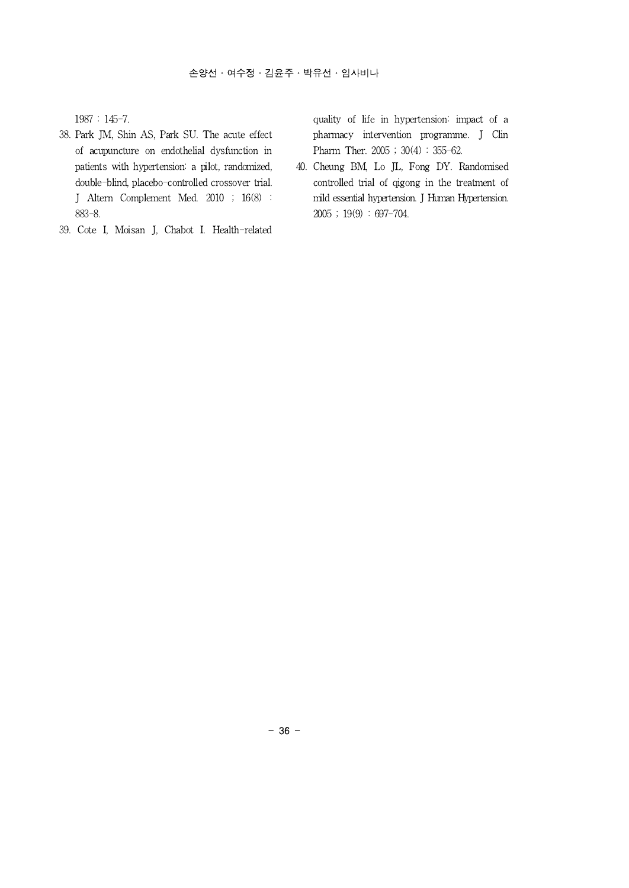1987 : 145-7.

38. Park JM, Shin AS, Park SU. The acute effect of acupuncture on endothelial dysfunction in patients with hypertension: a pilot, randomized, double-blind, placebo-controlled crossover trial. J Altern Complement Med. 2010 ; 16(8) : 883-8.
39. Cote I, Moisan J, Chabot I. Health-related quality of life in hypertension: impact of a pharmacy intervention programme. J Clin Pharm Ther. 2005 ; 30(4) : 355-62.
40. Cheung BM, Lo JL, Fong DY. Randomised controlled trial of qigong in the treatment of mild essential hypertension. J Human Hypertension. 2005 ; 19(9) : 697-704.